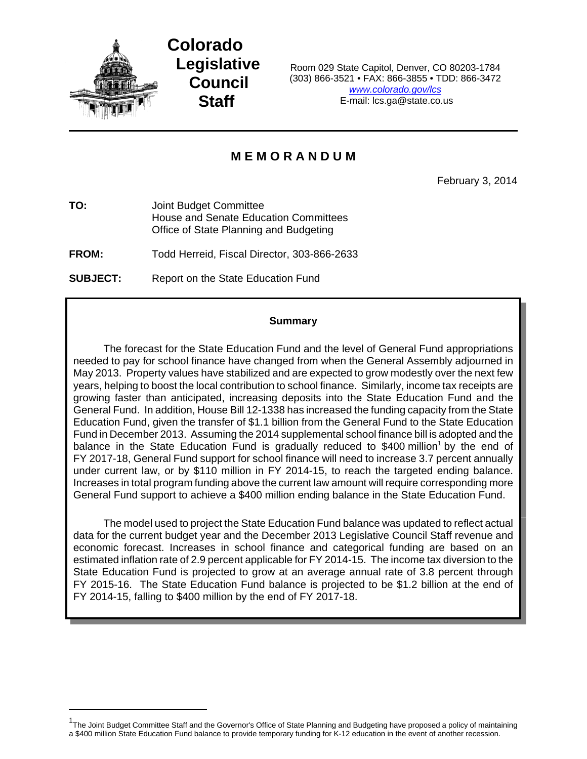# Colorado Legislative Council Staff

Room 029 State Capitol, Denver, CO 80203-1784
(303) 866-3521 • FAX: 866-3855 • TDD: 866-3472
www.colorado.gov/lcs
E-mail: lcs.ga@state.co.us

## MEMORANDUM

February 3, 2014

**TO:** Joint Budget Committee
House and Senate Education Committees
Office of State Planning and Budgeting

**FROM:** Todd Herreid, Fiscal Director, 303-866-2633

**SUBJECT:** Report on the State Education Fund

### Summary

The forecast for the State Education Fund and the level of General Fund appropriations needed to pay for school finance have changed from when the General Assembly adjourned in May 2013. Property values have stabilized and are expected to grow modestly over the next few years, helping to boost the local contribution to school finance. Similarly, income tax receipts are growing faster than anticipated, increasing deposits into the State Education Fund and the General Fund. In addition, House Bill 12-1338 has increased the funding capacity from the State Education Fund, given the transfer of $1.1 billion from the General Fund to the State Education Fund in December 2013. Assuming the 2014 supplemental school finance bill is adopted and the balance in the State Education Fund is gradually reduced to $400 million[1] by the end of FY 2017-18, General Fund support for school finance will need to increase 3.7 percent annually under current law, or by $110 million in FY 2014-15, to reach the targeted ending balance. Increases in total program funding above the current law amount will require corresponding more General Fund support to achieve a $400 million ending balance in the State Education Fund.

The model used to project the State Education Fund balance was updated to reflect actual data for the current budget year and the December 2013 Legislative Council Staff revenue and economic forecast. Increases in school finance and categorical funding are based on an estimated inflation rate of 2.9 percent applicable for FY 2014-15. The income tax diversion to the State Education Fund is projected to grow at an average annual rate of 3.8 percent through FY 2015-16. The State Education Fund balance is projected to be $1.2 billion at the end of FY 2014-15, falling to $400 million by the end of FY 2017-18.

---

[1] The Joint Budget Committee Staff and the Governor's Office of State Planning and Budgeting have proposed a policy of maintaining a $400 million State Education Fund balance to provide temporary funding for K-12 education in the event of another recession.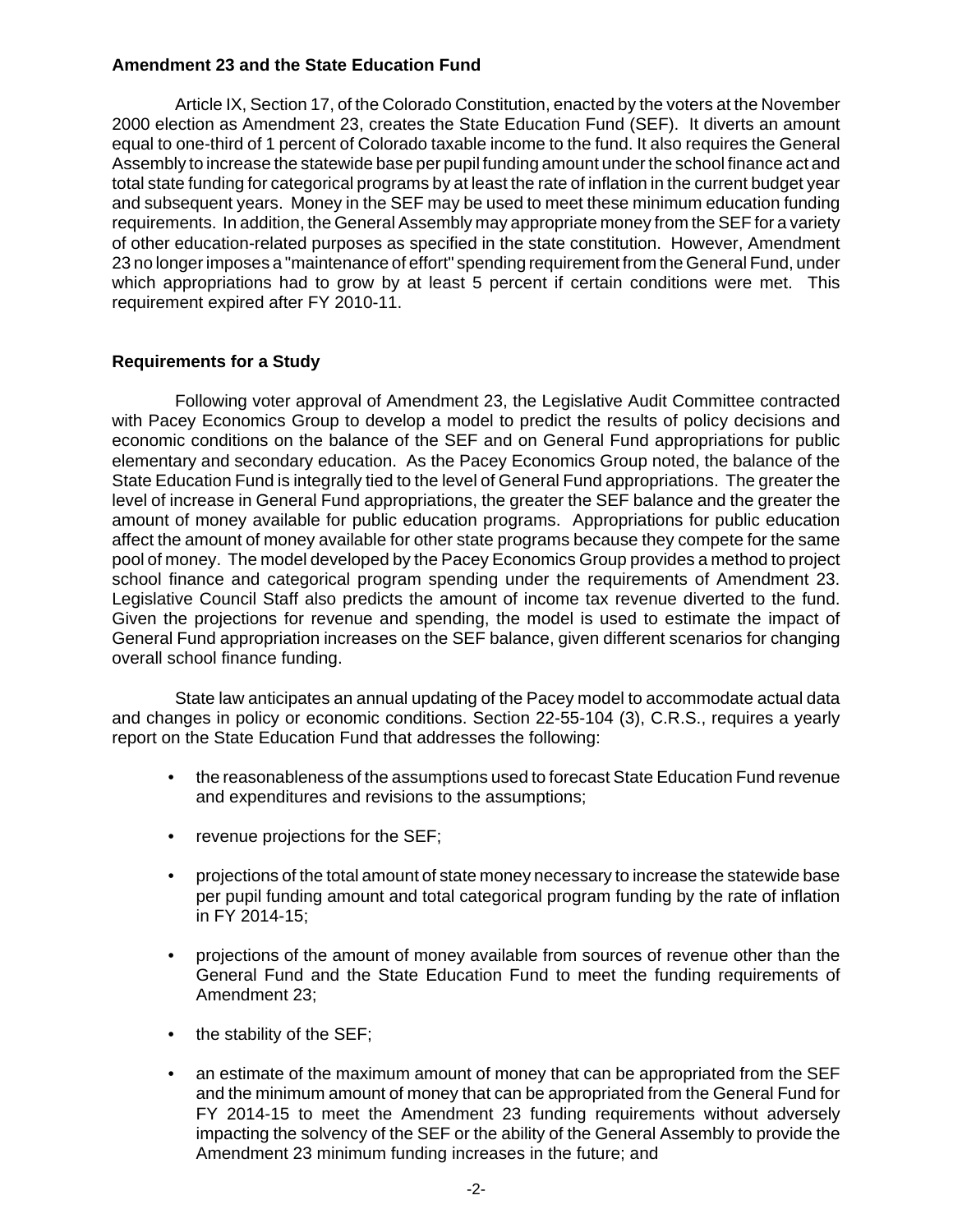## Amendment 23 and the State Education Fund

Article IX, Section 17, of the Colorado Constitution, enacted by the voters at the November 2000 election as Amendment 23, creates the State Education Fund (SEF). It diverts an amount equal to one-third of 1 percent of Colorado taxable income to the fund. It also requires the General Assembly to increase the statewide base per pupil funding amount under the school finance act and total state funding for categorical programs by at least the rate of inflation in the current budget year and subsequent years. Money in the SEF may be used to meet these minimum education funding requirements. In addition, the General Assembly may appropriate money from the SEF for a variety of other education-related purposes as specified in the state constitution. However, Amendment 23 no longer imposes a "maintenance of effort" spending requirement from the General Fund, under which appropriations had to grow by at least 5 percent if certain conditions were met. This requirement expired after FY 2010-11.

## Requirements for a Study

Following voter approval of Amendment 23, the Legislative Audit Committee contracted with Pacey Economics Group to develop a model to predict the results of policy decisions and economic conditions on the balance of the SEF and on General Fund appropriations for public elementary and secondary education. As the Pacey Economics Group noted, the balance of the State Education Fund is integrally tied to the level of General Fund appropriations. The greater the level of increase in General Fund appropriations, the greater the SEF balance and the greater the amount of money available for public education programs. Appropriations for public education affect the amount of money available for other state programs because they compete for the same pool of money. The model developed by the Pacey Economics Group provides a method to project school finance and categorical program spending under the requirements of Amendment 23. Legislative Council Staff also predicts the amount of income tax revenue diverted to the fund. Given the projections for revenue and spending, the model is used to estimate the impact of General Fund appropriation increases on the SEF balance, given different scenarios for changing overall school finance funding.

State law anticipates an annual updating of the Pacey model to accommodate actual data and changes in policy or economic conditions. Section 22-55-104 (3), C.R.S., requires a yearly report on the State Education Fund that addresses the following:

- the reasonableness of the assumptions used to forecast State Education Fund revenue and expenditures and revisions to the assumptions;
- revenue projections for the SEF;
- projections of the total amount of state money necessary to increase the statewide base per pupil funding amount and total categorical program funding by the rate of inflation in FY 2014-15;
- projections of the amount of money available from sources of revenue other than the General Fund and the State Education Fund to meet the funding requirements of Amendment 23;
- the stability of the SEF;
- an estimate of the maximum amount of money that can be appropriated from the SEF and the minimum amount of money that can be appropriated from the General Fund for FY 2014-15 to meet the Amendment 23 funding requirements without adversely impacting the solvency of the SEF or the ability of the General Assembly to provide the Amendment 23 minimum funding increases in the future; and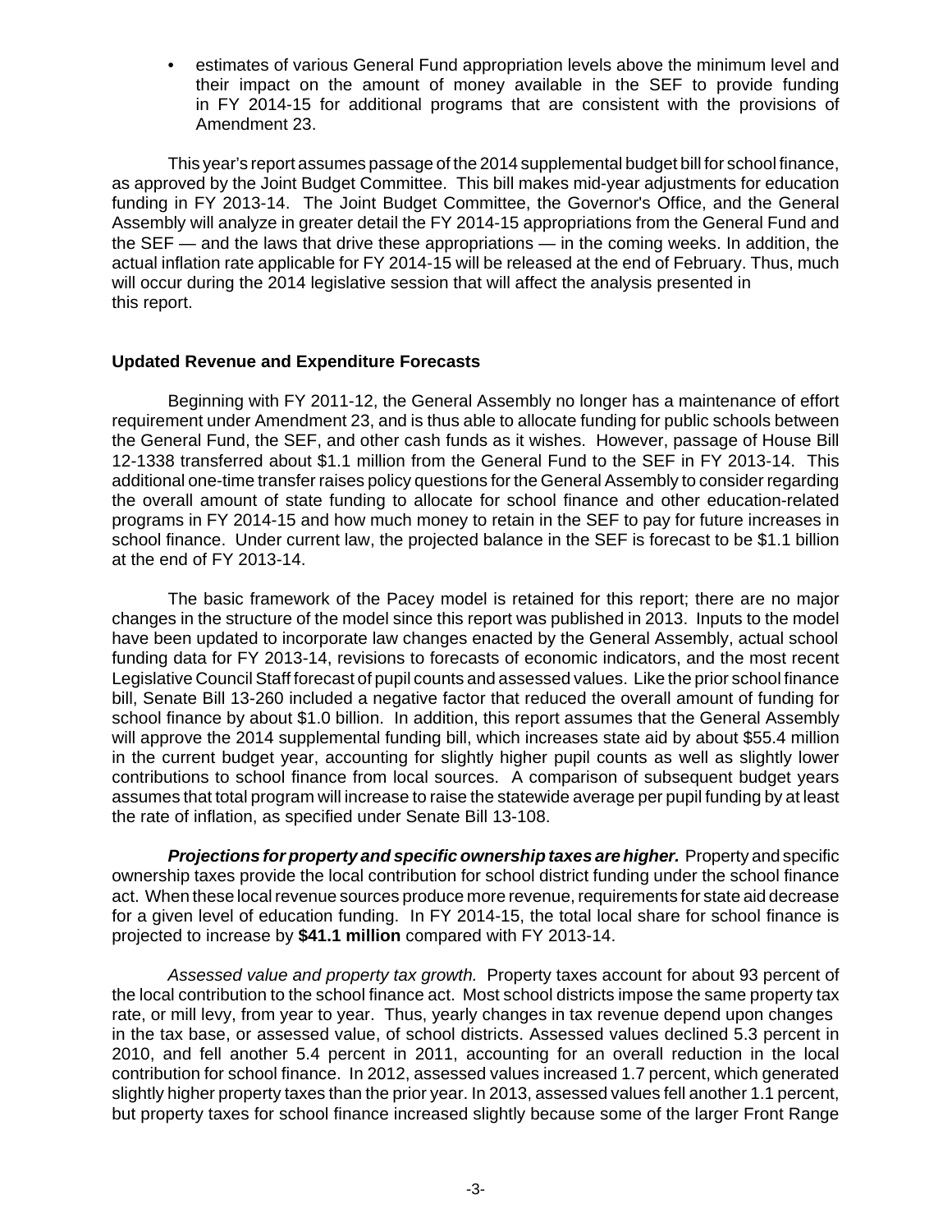- estimates of various General Fund appropriation levels above the minimum level and their impact on the amount of money available in the SEF to provide funding in FY 2014-15 for additional programs that are consistent with the provisions of Amendment 23.

This year's report assumes passage of the 2014 supplemental budget bill for school finance, as approved by the Joint Budget Committee. This bill makes mid-year adjustments for education funding in FY 2013-14. The Joint Budget Committee, the Governor's Office, and the General Assembly will analyze in greater detail the FY 2014-15 appropriations from the General Fund and the SEF — and the laws that drive these appropriations — in the coming weeks. In addition, the actual inflation rate applicable for FY 2014-15 will be released at the end of February. Thus, much will occur during the 2014 legislative session that will affect the analysis presented in this report.

## Updated Revenue and Expenditure Forecasts

Beginning with FY 2011-12, the General Assembly no longer has a maintenance of effort requirement under Amendment 23, and is thus able to allocate funding for public schools between the General Fund, the SEF, and other cash funds as it wishes. However, passage of House Bill 12-1338 transferred about $1.1 million from the General Fund to the SEF in FY 2013-14. This additional one-time transfer raises policy questions for the General Assembly to consider regarding the overall amount of state funding to allocate for school finance and other education-related programs in FY 2014-15 and how much money to retain in the SEF to pay for future increases in school finance. Under current law, the projected balance in the SEF is forecast to be $1.1 billion at the end of FY 2013-14.

The basic framework of the Pacey model is retained for this report; there are no major changes in the structure of the model since this report was published in 2013. Inputs to the model have been updated to incorporate law changes enacted by the General Assembly, actual school funding data for FY 2013-14, revisions to forecasts of economic indicators, and the most recent Legislative Council Staff forecast of pupil counts and assessed values. Like the prior school finance bill, Senate Bill 13-260 included a negative factor that reduced the overall amount of funding for school finance by about $1.0 billion. In addition, this report assumes that the General Assembly will approve the 2014 supplemental funding bill, which increases state aid by about $55.4 million in the current budget year, accounting for slightly higher pupil counts as well as slightly lower contributions to school finance from local sources. A comparison of subsequent budget years assumes that total program will increase to raise the statewide average per pupil funding by at least the rate of inflation, as specified under Senate Bill 13-108.

***Projections for property and specific ownership taxes are higher.*** Property and specific ownership taxes provide the local contribution for school district funding under the school finance act. When these local revenue sources produce more revenue, requirements for state aid decrease for a given level of education funding. In FY 2014-15, the total local share for school finance is projected to increase by **$41.1 million** compared with FY 2013-14.

*Assessed value and property tax growth.* Property taxes account for about 93 percent of the local contribution to the school finance act. Most school districts impose the same property tax rate, or mill levy, from year to year. Thus, yearly changes in tax revenue depend upon changes in the tax base, or assessed value, of school districts. Assessed values declined 5.3 percent in 2010, and fell another 5.4 percent in 2011, accounting for an overall reduction in the local contribution for school finance. In 2012, assessed values increased 1.7 percent, which generated slightly higher property taxes than the prior year. In 2013, assessed values fell another 1.1 percent, but property taxes for school finance increased slightly because some of the larger Front Range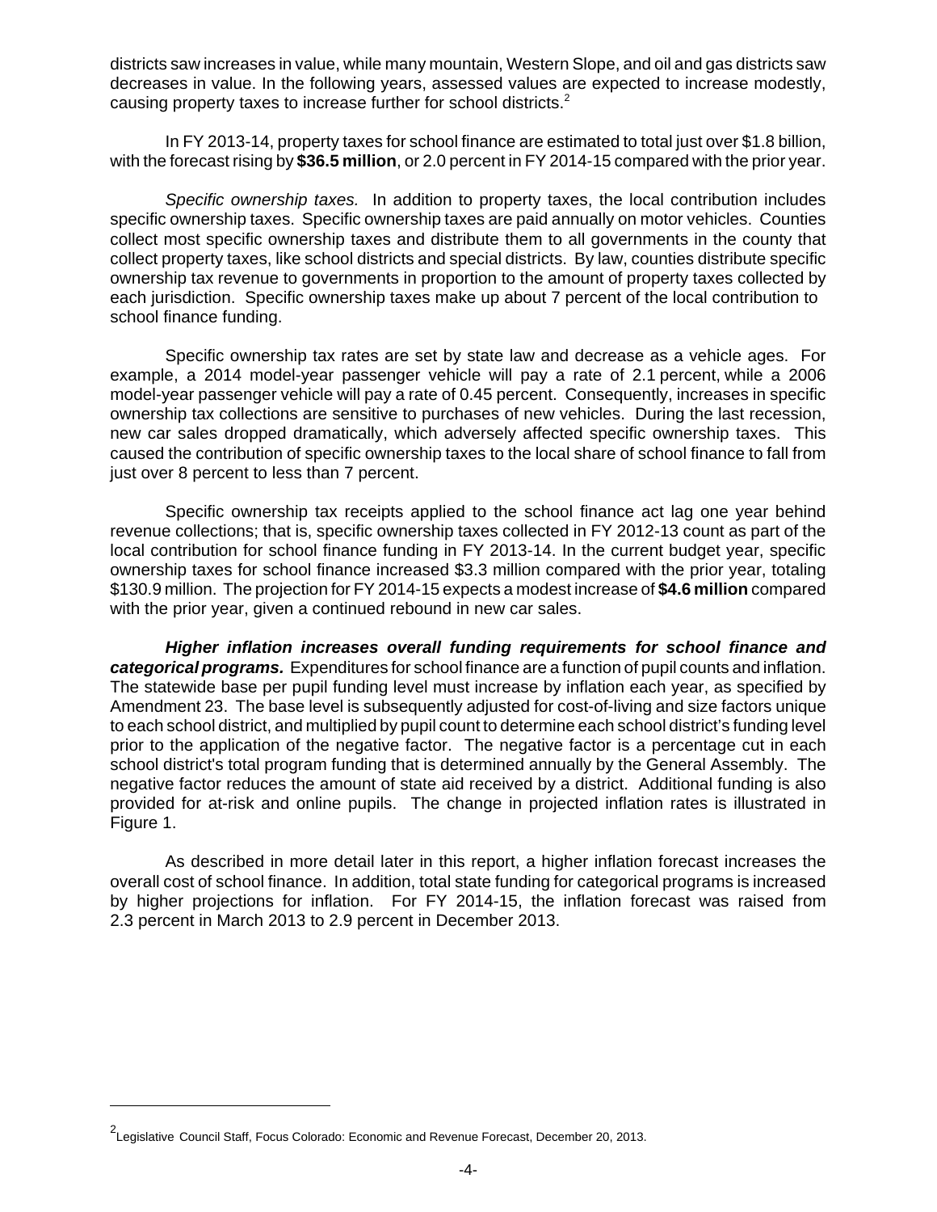districts saw increases in value, while many mountain, Western Slope, and oil and gas districts saw decreases in value. In the following years, assessed values are expected to increase modestly, causing property taxes to increase further for school districts.[2]

In FY 2013-14, property taxes for school finance are estimated to total just over $1.8 billion, with the forecast rising by **$36.5 million**, or 2.0 percent in FY 2014-15 compared with the prior year.

*Specific ownership taxes.* In addition to property taxes, the local contribution includes specific ownership taxes. Specific ownership taxes are paid annually on motor vehicles. Counties collect most specific ownership taxes and distribute them to all governments in the county that collect property taxes, like school districts and special districts. By law, counties distribute specific ownership tax revenue to governments in proportion to the amount of property taxes collected by each jurisdiction. Specific ownership taxes make up about 7 percent of the local contribution to school finance funding.

Specific ownership tax rates are set by state law and decrease as a vehicle ages. For example, a 2014 model-year passenger vehicle will pay a rate of 2.1 percent, while a 2006 model-year passenger vehicle will pay a rate of 0.45 percent. Consequently, increases in specific ownership tax collections are sensitive to purchases of new vehicles. During the last recession, new car sales dropped dramatically, which adversely affected specific ownership taxes. This caused the contribution of specific ownership taxes to the local share of school finance to fall from just over 8 percent to less than 7 percent.

Specific ownership tax receipts applied to the school finance act lag one year behind revenue collections; that is, specific ownership taxes collected in FY 2012-13 count as part of the local contribution for school finance funding in FY 2013-14. In the current budget year, specific ownership taxes for school finance increased $3.3 million compared with the prior year, totaling $130.9 million. The projection for FY 2014-15 expects a modest increase of **$4.6 million** compared with the prior year, given a continued rebound in new car sales.

***Higher inflation increases overall funding requirements for school finance and categorical programs.*** Expenditures for school finance are a function of pupil counts and inflation. The statewide base per pupil funding level must increase by inflation each year, as specified by Amendment 23. The base level is subsequently adjusted for cost-of-living and size factors unique to each school district, and multiplied by pupil count to determine each school district's funding level prior to the application of the negative factor. The negative factor is a percentage cut in each school district's total program funding that is determined annually by the General Assembly. The negative factor reduces the amount of state aid received by a district. Additional funding is also provided for at-risk and online pupils. The change in projected inflation rates is illustrated in Figure 1.

As described in more detail later in this report, a higher inflation forecast increases the overall cost of school finance. In addition, total state funding for categorical programs is increased by higher projections for inflation. For FY 2014-15, the inflation forecast was raised from 2.3 percent in March 2013 to 2.9 percent in December 2013.

---

[2] Legislative Council Staff, Focus Colorado: Economic and Revenue Forecast, December 20, 2013.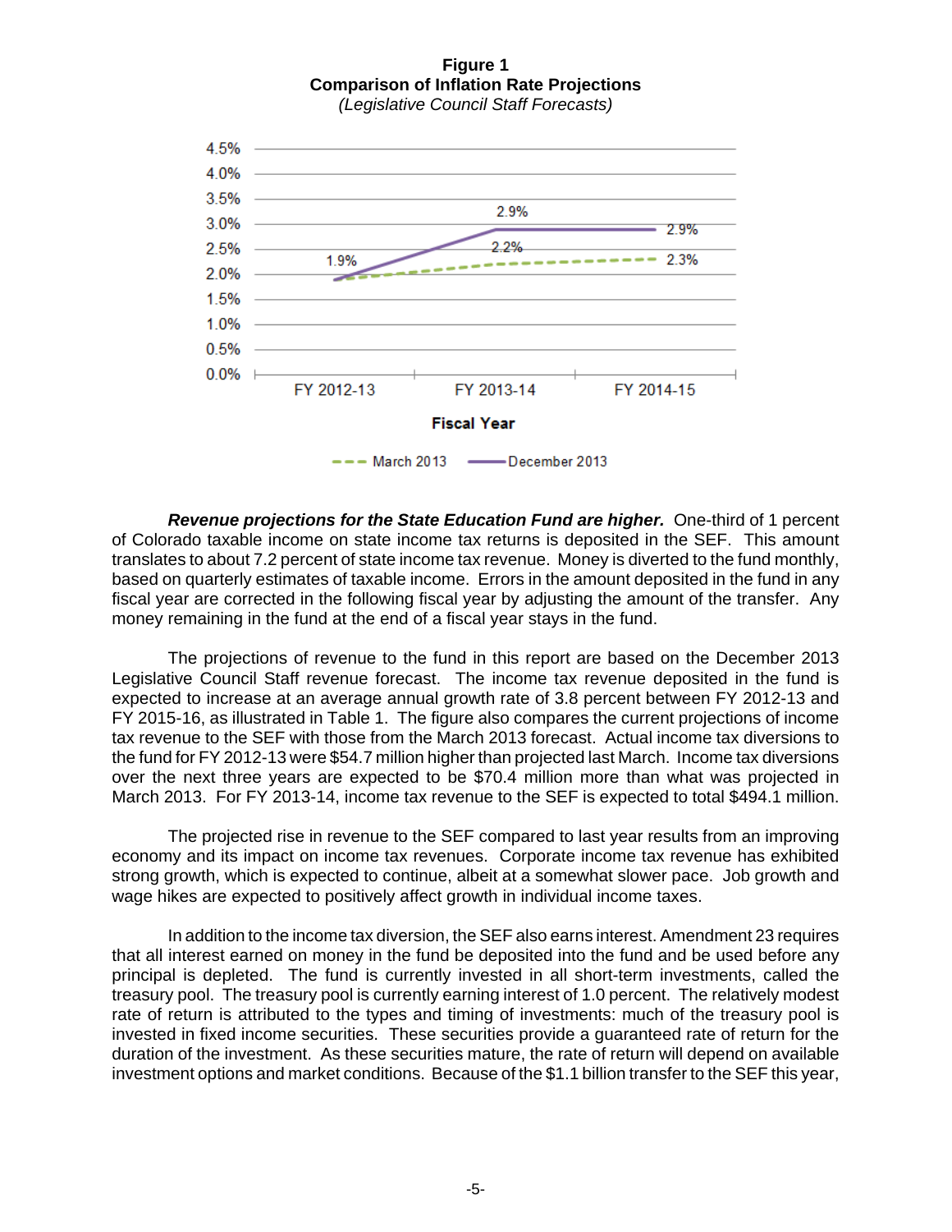**Figure 1**
**Comparison of Inflation Rate Projections**
*(Legislative Council Staff Forecasts)*

| Fiscal Year | March 2013 | December 2013 |
|---|---|---|
| FY 2012-13 | 1.9% | 1.9% |
| FY 2013-14 | 2.2% | 2.9% |
| FY 2014-15 | 2.3% | 2.9% |

***Revenue projections for the State Education Fund are higher.*** One-third of 1 percent of Colorado taxable income on state income tax returns is deposited in the SEF. This amount translates to about 7.2 percent of state income tax revenue. Money is diverted to the fund monthly, based on quarterly estimates of taxable income. Errors in the amount deposited in the fund in any fiscal year are corrected in the following fiscal year by adjusting the amount of the transfer. Any money remaining in the fund at the end of a fiscal year stays in the fund.

The projections of revenue to the fund in this report are based on the December 2013 Legislative Council Staff revenue forecast. The income tax revenue deposited in the fund is expected to increase at an average annual growth rate of 3.8 percent between FY 2012-13 and FY 2015-16, as illustrated in Table 1. The figure also compares the current projections of income tax revenue to the SEF with those from the March 2013 forecast. Actual income tax diversions to the fund for FY 2012-13 were $54.7 million higher than projected last March. Income tax diversions over the next three years are expected to be $70.4 million more than what was projected in March 2013. For FY 2013-14, income tax revenue to the SEF is expected to total $494.1 million.

The projected rise in revenue to the SEF compared to last year results from an improving economy and its impact on income tax revenues. Corporate income tax revenue has exhibited strong growth, which is expected to continue, albeit at a somewhat slower pace. Job growth and wage hikes are expected to positively affect growth in individual income taxes.

In addition to the income tax diversion, the SEF also earns interest. Amendment 23 requires that all interest earned on money in the fund be deposited into the fund and be used before any principal is depleted. The fund is currently invested in all short-term investments, called the treasury pool. The treasury pool is currently earning interest of 1.0 percent. The relatively modest rate of return is attributed to the types and timing of investments: much of the treasury pool is invested in fixed income securities. These securities provide a guaranteed rate of return for the duration of the investment. As these securities mature, the rate of return will depend on available investment options and market conditions. Because of the $1.1 billion transfer to the SEF this year,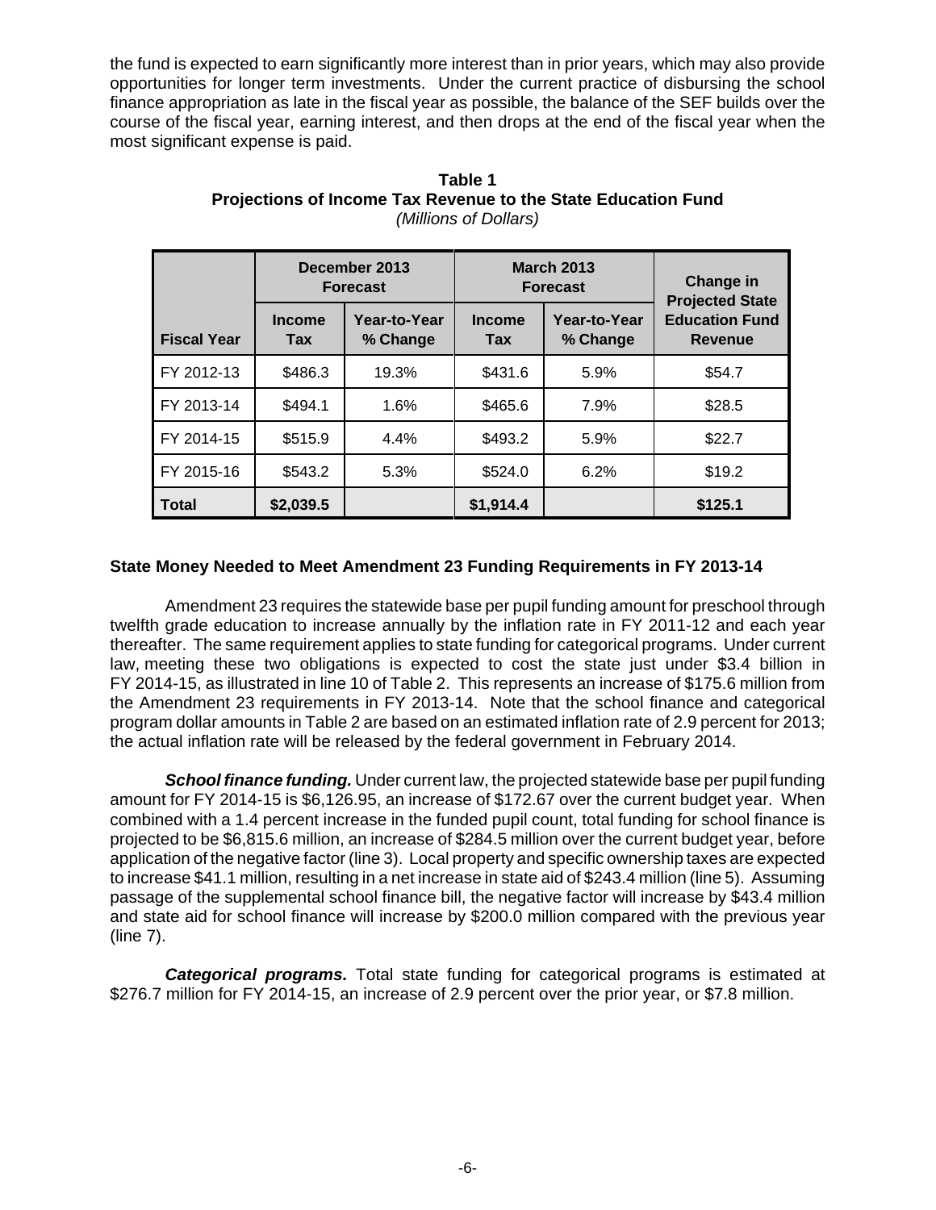the fund is expected to earn significantly more interest than in prior years, which may also provide opportunities for longer term investments. Under the current practice of disbursing the school finance appropriation as late in the fiscal year as possible, the balance of the SEF builds over the course of the fiscal year, earning interest, and then drops at the end of the fiscal year when the most significant expense is paid.

**Table 1**
**Projections of Income Tax Revenue to the State Education Fund**
*(Millions of Dollars)*

| Fiscal Year | December 2013 Forecast | | March 2013 Forecast | | Change in Projected State Education Fund Revenue |
|---|---|---|---|---|---|
| | Income Tax | Year-to-Year % Change | Income Tax | Year-to-Year % Change | |
| FY 2012-13 | $486.3 | 19.3% | $431.6 | 5.9% | $54.7 |
| FY 2013-14 | $494.1 | 1.6% | $465.6 | 7.9% | $28.5 |
| FY 2014-15 | $515.9 | 4.4% | $493.2 | 5.9% | $22.7 |
| FY 2015-16 | $543.2 | 5.3% | $524.0 | 6.2% | $19.2 |
| **Total** | **$2,039.5** | | **$1,914.4** | | **$125.1** |

### State Money Needed to Meet Amendment 23 Funding Requirements in FY 2013-14

Amendment 23 requires the statewide base per pupil funding amount for preschool through twelfth grade education to increase annually by the inflation rate in FY 2011-12 and each year thereafter. The same requirement applies to state funding for categorical programs. Under current law, meeting these two obligations is expected to cost the state just under $3.4 billion in FY 2014-15, as illustrated in line 10 of Table 2. This represents an increase of $175.6 million from the Amendment 23 requirements in FY 2013-14. Note that the school finance and categorical program dollar amounts in Table 2 are based on an estimated inflation rate of 2.9 percent for 2013; the actual inflation rate will be released by the federal government in February 2014.

***School finance funding.*** Under current law, the projected statewide base per pupil funding amount for FY 2014-15 is $6,126.95, an increase of $172.67 over the current budget year. When combined with a 1.4 percent increase in the funded pupil count, total funding for school finance is projected to be $6,815.6 million, an increase of $284.5 million over the current budget year, before application of the negative factor (line 3). Local property and specific ownership taxes are expected to increase $41.1 million, resulting in a net increase in state aid of $243.4 million (line 5). Assuming passage of the supplemental school finance bill, the negative factor will increase by $43.4 million and state aid for school finance will increase by $200.0 million compared with the previous year (line 7).

***Categorical programs.*** Total state funding for categorical programs is estimated at $276.7 million for FY 2014-15, an increase of 2.9 percent over the prior year, or $7.8 million.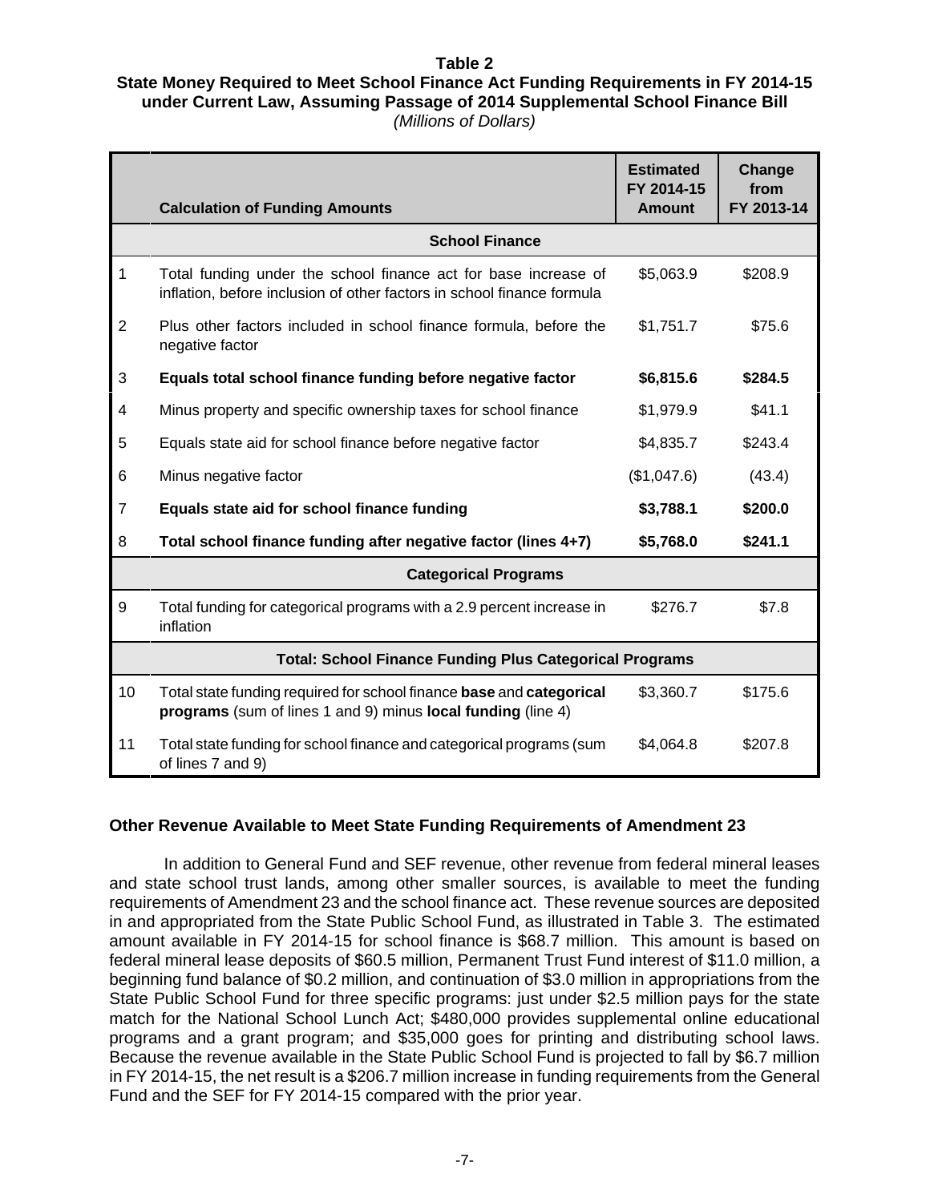**Table 2**
**State Money Required to Meet School Finance Act Funding Requirements in FY 2014-15 under Current Law, Assuming Passage of 2014 Supplemental School Finance Bill**
*(Millions of Dollars)*

| | Calculation of Funding Amounts | Estimated FY 2014-15 Amount | Change from FY 2013-14 |
|---|---|---|---|
| | **School Finance** | | |
| 1 | Total funding under the school finance act for base increase of inflation, before inclusion of other factors in school finance formula | $5,063.9 | $208.9 |
| 2 | Plus other factors included in school finance formula, before the negative factor | $1,751.7 | $75.6 |
| 3 | **Equals total school finance funding before negative factor** | **$6,815.6** | **$284.5** |
| 4 | Minus property and specific ownership taxes for school finance | $1,979.9 | $41.1 |
| 5 | Equals state aid for school finance before negative factor | $4,835.7 | $243.4 |
| 6 | Minus negative factor | ($1,047.6) | (43.4) |
| 7 | **Equals state aid for school finance funding** | **$3,788.1** | **$200.0** |
| 8 | **Total school finance funding after negative factor (lines 4+7)** | **$5,768.0** | **$241.1** |
| | **Categorical Programs** | | |
| 9 | Total funding for categorical programs with a 2.9 percent increase in inflation | $276.7 | $7.8 |
| | **Total: School Finance Funding Plus Categorical Programs** | | |
| 10 | Total state funding required for school finance **base** and **categorical programs** (sum of lines 1 and 9) minus **local funding** (line 4) | $3,360.7 | $175.6 |
| 11 | Total state funding for school finance and categorical programs (sum of lines 7 and 9) | $4,064.8 | $207.8 |

### Other Revenue Available to Meet State Funding Requirements of Amendment 23

In addition to General Fund and SEF revenue, other revenue from federal mineral leases and state school trust lands, among other smaller sources, is available to meet the funding requirements of Amendment 23 and the school finance act. These revenue sources are deposited in and appropriated from the State Public School Fund, as illustrated in Table 3. The estimated amount available in FY 2014-15 for school finance is $68.7 million. This amount is based on federal mineral lease deposits of $60.5 million, Permanent Trust Fund interest of $11.0 million, a beginning fund balance of $0.2 million, and continuation of $3.0 million in appropriations from the State Public School Fund for three specific programs: just under $2.5 million pays for the state match for the National School Lunch Act; $480,000 provides supplemental online educational programs and a grant program; and $35,000 goes for printing and distributing school laws. Because the revenue available in the State Public School Fund is projected to fall by $6.7 million in FY 2014-15, the net result is a $206.7 million increase in funding requirements from the General Fund and the SEF for FY 2014-15 compared with the prior year.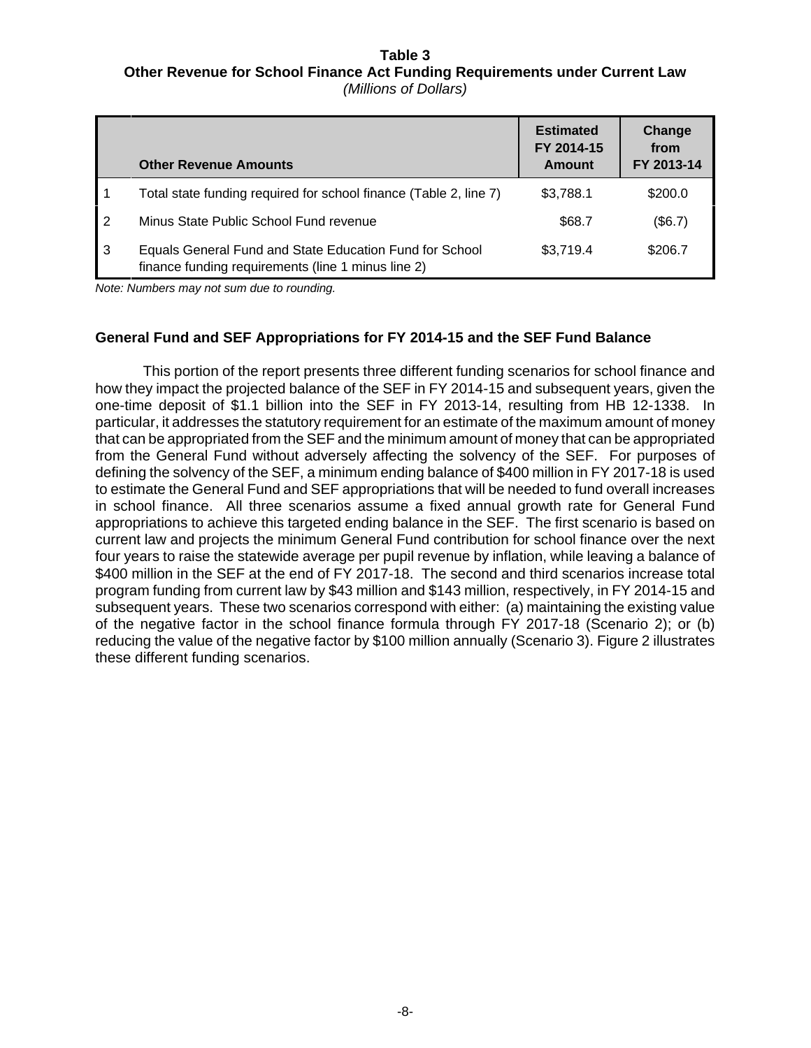**Table 3**
**Other Revenue for School Finance Act Funding Requirements under Current Law**
*(Millions of Dollars)*

| | Other Revenue Amounts | Estimated FY 2014-15 Amount | Change from FY 2013-14 |
|---|---|---|---|
| 1 | Total state funding required for school finance (Table 2, line 7) | $3,788.1 | $200.0 |
| 2 | Minus State Public School Fund revenue | $68.7 | ($6.7) |
| 3 | Equals General Fund and State Education Fund for School finance funding requirements (line 1 minus line 2) | $3,719.4 | $206.7 |

*Note: Numbers may not sum due to rounding.*

### General Fund and SEF Appropriations for FY 2014-15 and the SEF Fund Balance

This portion of the report presents three different funding scenarios for school finance and how they impact the projected balance of the SEF in FY 2014-15 and subsequent years, given the one-time deposit of $1.1 billion into the SEF in FY 2013-14, resulting from HB 12-1338. In particular, it addresses the statutory requirement for an estimate of the maximum amount of money that can be appropriated from the SEF and the minimum amount of money that can be appropriated from the General Fund without adversely affecting the solvency of the SEF. For purposes of defining the solvency of the SEF, a minimum ending balance of $400 million in FY 2017-18 is used to estimate the General Fund and SEF appropriations that will be needed to fund overall increases in school finance. All three scenarios assume a fixed annual growth rate for General Fund appropriations to achieve this targeted ending balance in the SEF. The first scenario is based on current law and projects the minimum General Fund contribution for school finance over the next four years to raise the statewide average per pupil revenue by inflation, while leaving a balance of $400 million in the SEF at the end of FY 2017-18. The second and third scenarios increase total program funding from current law by $43 million and $143 million, respectively, in FY 2014-15 and subsequent years. These two scenarios correspond with either: (a) maintaining the existing value of the negative factor in the school finance formula through FY 2017-18 (Scenario 2); or (b) reducing the value of the negative factor by $100 million annually (Scenario 3). Figure 2 illustrates these different funding scenarios.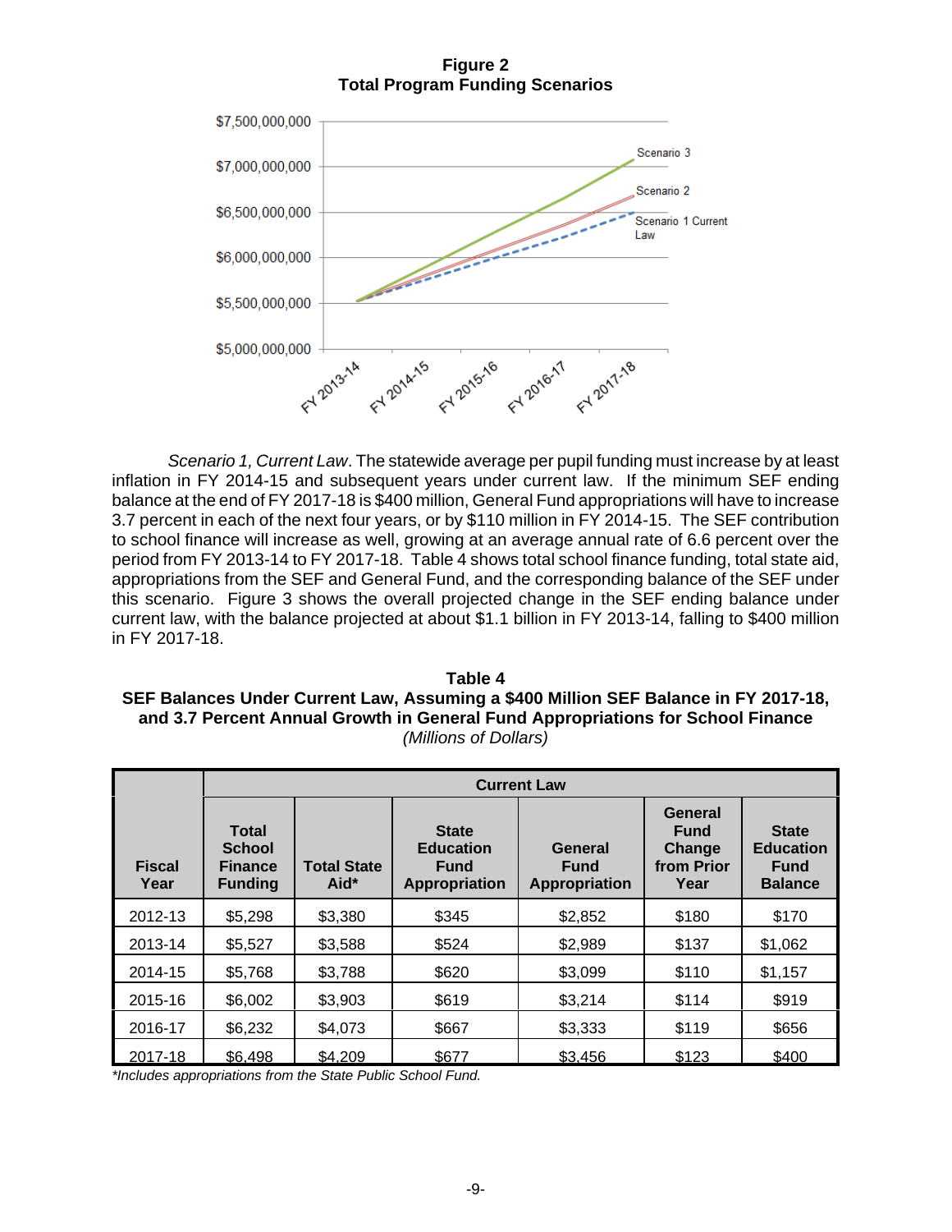**Figure 2**
**Total Program Funding Scenarios**

*Scenario 1, Current Law*. The statewide average per pupil funding must increase by at least inflation in FY 2014-15 and subsequent years under current law. If the minimum SEF ending balance at the end of FY 2017-18 is $400 million, General Fund appropriations will have to increase 3.7 percent in each of the next four years, or by $110 million in FY 2014-15. The SEF contribution to school finance will increase as well, growing at an average annual rate of 6.6 percent over the period from FY 2013-14 to FY 2017-18. Table 4 shows total school finance funding, total state aid, appropriations from the SEF and General Fund, and the corresponding balance of the SEF under this scenario. Figure 3 shows the overall projected change in the SEF ending balance under current law, with the balance projected at about $1.1 billion in FY 2013-14, falling to $400 million in FY 2017-18.

**Table 4**
**SEF Balances Under Current Law, Assuming a $400 Million SEF Balance in FY 2017-18, and 3.7 Percent Annual Growth in General Fund Appropriations for School Finance**
*(Millions of Dollars)*

| | Current Law | | | | | |
|---|---|---|---|---|---|---|
| **Fiscal Year** | **Total School Finance Funding** | **Total State Aid*** | **State Education Fund Appropriation** | **General Fund Appropriation** | **General Fund Change from Prior Year** | **State Education Fund Balance** |
| 2012-13 | $5,298 | $3,380 | $345 | $2,852 | $180 | $170 |
| 2013-14 | $5,527 | $3,588 | $524 | $2,989 | $137 | $1,062 |
| 2014-15 | $5,768 | $3,788 | $620 | $3,099 | $110 | $1,157 |
| 2015-16 | $6,002 | $3,903 | $619 | $3,214 | $114 | $919 |
| 2016-17 | $6,232 | $4,073 | $667 | $3,333 | $119 | $656 |
| 2017-18 | $6,498 | $4,209 | $677 | $3,456 | $123 | $400 |

*Includes appropriations from the State Public School Fund.*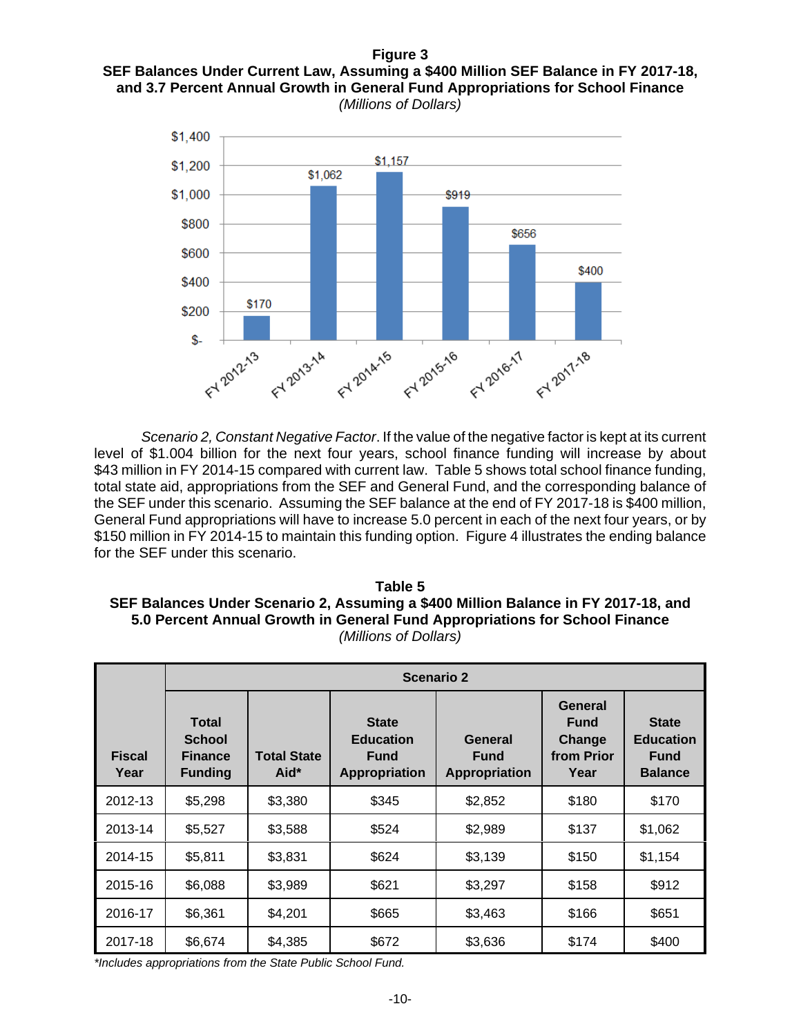**Figure 3**
**SEF Balances Under Current Law, Assuming a $400 Million SEF Balance in FY 2017-18, and 3.7 Percent Annual Growth in General Fund Appropriations for School Finance**
*(Millions of Dollars)*

| Fiscal Year | SEF Balance |
|---|---|
| FY 2012-13 | $170 |
| FY 2013-14 | $1,062 |
| FY 2014-15 | $1,157 |
| FY 2015-16 | $919 |
| FY 2016-17 | $656 |
| FY 2017-18 | $400 |

*Scenario 2, Constant Negative Factor*. If the value of the negative factor is kept at its current level of $1.004 billion for the next four years, school finance funding will increase by about $43 million in FY 2014-15 compared with current law. Table 5 shows total school finance funding, total state aid, appropriations from the SEF and General Fund, and the corresponding balance of the SEF under this scenario. Assuming the SEF balance at the end of FY 2017-18 is $400 million, General Fund appropriations will have to increase 5.0 percent in each of the next four years, or by $150 million in FY 2014-15 to maintain this funding option. Figure 4 illustrates the ending balance for the SEF under this scenario.

**Table 5**
**SEF Balances Under Scenario 2, Assuming a $400 Million Balance in FY 2017-18, and 5.0 Percent Annual Growth in General Fund Appropriations for School Finance**
*(Millions of Dollars)*

| | Scenario 2 | | | | | |
|---|---|---|---|---|---|---|
| **Fiscal Year** | **Total School Finance Funding** | **Total State Aid*** | **State Education Fund Appropriation** | **General Fund Appropriation** | **General Fund Change from Prior Year** | **State Education Fund Balance** |
| 2012-13 | $5,298 | $3,380 | $345 | $2,852 | $180 | $170 |
| 2013-14 | $5,527 | $3,588 | $524 | $2,989 | $137 | $1,062 |
| 2014-15 | $5,811 | $3,831 | $624 | $3,139 | $150 | $1,154 |
| 2015-16 | $6,088 | $3,989 | $621 | $3,297 | $158 | $912 |
| 2016-17 | $6,361 | $4,201 | $665 | $3,463 | $166 | $651 |
| 2017-18 | $6,674 | $4,385 | $672 | $3,636 | $174 | $400 |

*Includes appropriations from the State Public School Fund.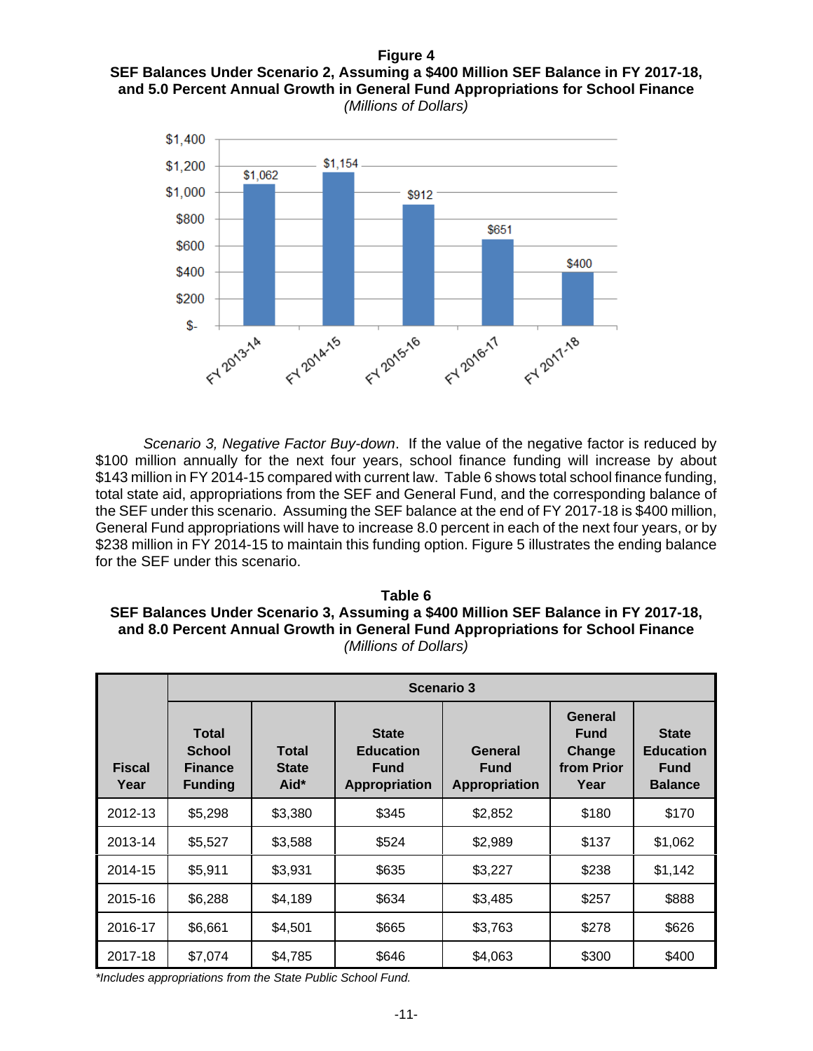**Figure 4**
**SEF Balances Under Scenario 2, Assuming a $400 Million SEF Balance in FY 2017-18, and 5.0 Percent Annual Growth in General Fund Appropriations for School Finance**
*(Millions of Dollars)*

| Fiscal Year | SEF Balance |
|---|---|
| FY 2013-14 | $1,062 |
| FY 2014-15 | $1,154 |
| FY 2015-16 | $912 |
| FY 2016-17 | $651 |
| FY 2017-18 | $400 |

*Scenario 3, Negative Factor Buy-down*. If the value of the negative factor is reduced by $100 million annually for the next four years, school finance funding will increase by about $143 million in FY 2014-15 compared with current law. Table 6 shows total school finance funding, total state aid, appropriations from the SEF and General Fund, and the corresponding balance of the SEF under this scenario. Assuming the SEF balance at the end of FY 2017-18 is $400 million, General Fund appropriations will have to increase 8.0 percent in each of the next four years, or by $238 million in FY 2014-15 to maintain this funding option. Figure 5 illustrates the ending balance for the SEF under this scenario.

**Table 6**
**SEF Balances Under Scenario 3, Assuming a $400 Million SEF Balance in FY 2017-18, and 8.0 Percent Annual Growth in General Fund Appropriations for School Finance**
*(Millions of Dollars)*

| | Scenario 3 | | | | | |
|---|---|---|---|---|---|---|
| **Fiscal Year** | **Total School Finance Funding** | **Total State Aid*** | **State Education Fund Appropriation** | **General Fund Appropriation** | **General Fund Change from Prior Year** | **State Education Fund Balance** |
| 2012-13 | $5,298 | $3,380 | $345 | $2,852 | $180 | $170 |
| 2013-14 | $5,527 | $3,588 | $524 | $2,989 | $137 | $1,062 |
| 2014-15 | $5,911 | $3,931 | $635 | $3,227 | $238 | $1,142 |
| 2015-16 | $6,288 | $4,189 | $634 | $3,485 | $257 | $888 |
| 2016-17 | $6,661 | $4,501 | $665 | $3,763 | $278 | $626 |
| 2017-18 | $7,074 | $4,785 | $646 | $4,063 | $300 | $400 |

*\*Includes appropriations from the State Public School Fund.*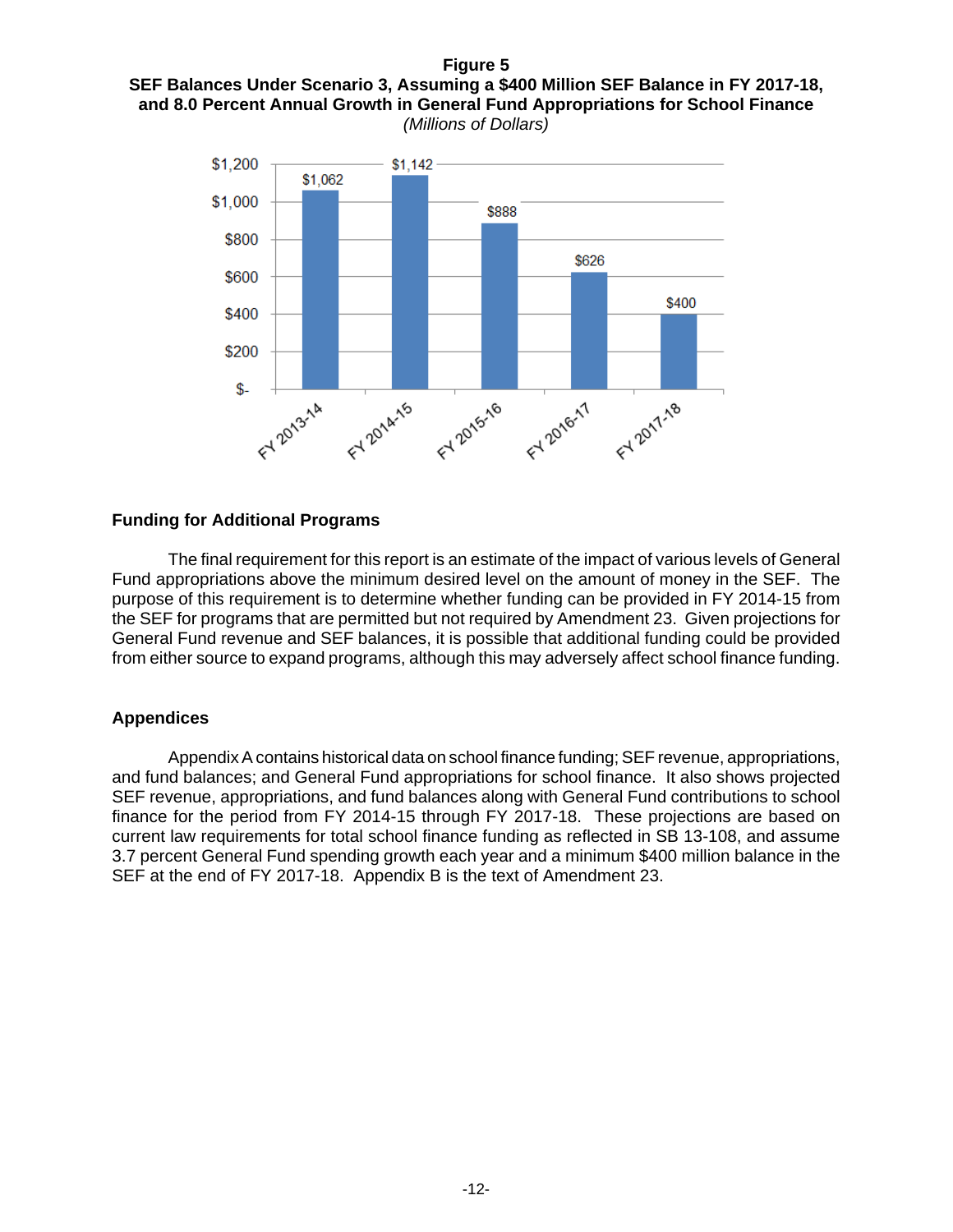**Figure 5**
**SEF Balances Under Scenario 3, Assuming a $400 Million SEF Balance in FY 2017-18, and 8.0 Percent Annual Growth in General Fund Appropriations for School Finance**
*(Millions of Dollars)*

| Fiscal Year | SEF Balance |
| --- | --- |
| FY 2013-14 | $1,062 |
| FY 2014-15 | $1,142 |
| FY 2015-16 | $888 |
| FY 2016-17 | $626 |
| FY 2017-18 | $400 |

## Funding for Additional Programs

The final requirement for this report is an estimate of the impact of various levels of General Fund appropriations above the minimum desired level on the amount of money in the SEF. The purpose of this requirement is to determine whether funding can be provided in FY 2014-15 from the SEF for programs that are permitted but not required by Amendment 23. Given projections for General Fund revenue and SEF balances, it is possible that additional funding could be provided from either source to expand programs, although this may adversely affect school finance funding.

## Appendices

Appendix A contains historical data on school finance funding; SEF revenue, appropriations, and fund balances; and General Fund appropriations for school finance. It also shows projected SEF revenue, appropriations, and fund balances along with General Fund contributions to school finance for the period from FY 2014-15 through FY 2017-18. These projections are based on current law requirements for total school finance funding as reflected in SB 13-108, and assume 3.7 percent General Fund spending growth each year and a minimum $400 million balance in the SEF at the end of FY 2017-18. Appendix B is the text of Amendment 23.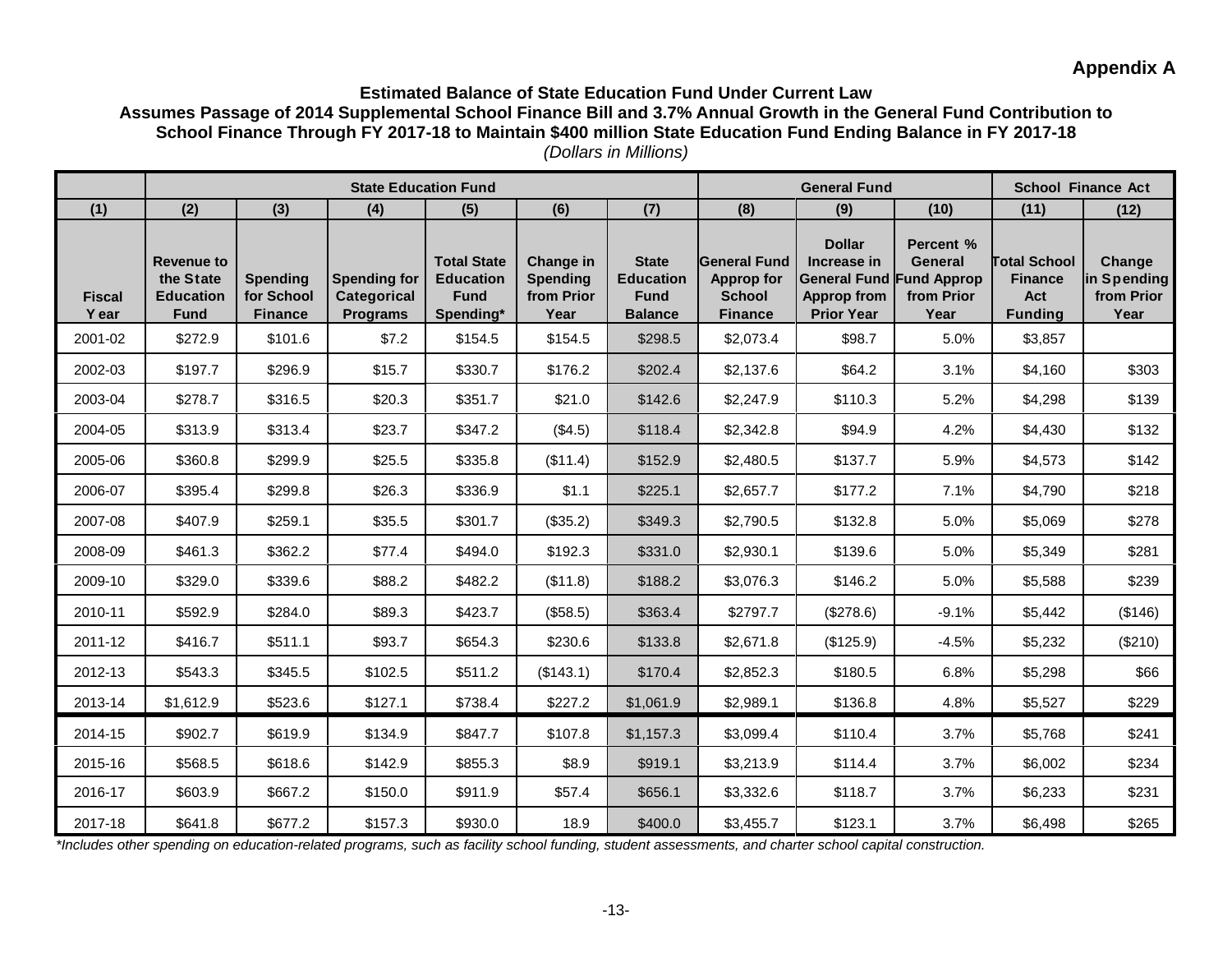**Appendix A**

**Estimated Balance of State Education Fund Under Current Law**
**Assumes Passage of 2014 Supplemental School Finance Bill and 3.7% Annual Growth in the General Fund Contribution to School Finance Through FY 2017-18 to Maintain $400 million State Education Fund Ending Balance in FY 2017-18**
*(Dollars in Millions)*

| | State Education Fund | | | | | | General Fund | | | School Finance Act | |
|---|---|---|---|---|---|---|---|---|---|---|---|
| (1) | (2) | (3) | (4) | (5) | (6) | (7) | (8) | (9) | (10) | (11) | (12) |
| Fiscal Year | Revenue to the State Education Fund | Spending for School Finance | Spending for Categorical Programs | Total State Education Fund Spending* | Change in Spending from Prior Year | State Education Fund Balance | General Fund Approp for School Finance | Dollar Increase in General Fund Approp from Prior Year | Percent % General Fund Approp from Prior Year | Total School Finance Act Funding | Change in Spending from Prior Year |
| 2001-02 | $272.9 | $101.6 | $7.2 | $154.5 | $154.5 | $298.5 | $2,073.4 | $98.7 | 5.0% | $3,857 | |
| 2002-03 | $197.7 | $296.9 | $15.7 | $330.7 | $176.2 | $202.4 | $2,137.6 | $64.2 | 3.1% | $4,160 | $303 |
| 2003-04 | $278.7 | $316.5 | $20.3 | $351.7 | $21.0 | $142.6 | $2,247.9 | $110.3 | 5.2% | $4,298 | $139 |
| 2004-05 | $313.9 | $313.4 | $23.7 | $347.2 | ($4.5) | $118.4 | $2,342.8 | $94.9 | 4.2% | $4,430 | $132 |
| 2005-06 | $360.8 | $299.9 | $25.5 | $335.8 | ($11.4) | $152.9 | $2,480.5 | $137.7 | 5.9% | $4,573 | $142 |
| 2006-07 | $395.4 | $299.8 | $26.3 | $336.9 | $1.1 | $225.1 | $2,657.7 | $177.2 | 7.1% | $4,790 | $218 |
| 2007-08 | $407.9 | $259.1 | $35.5 | $301.7 | ($35.2) | $349.3 | $2,790.5 | $132.8 | 5.0% | $5,069 | $278 |
| 2008-09 | $461.3 | $362.2 | $77.4 | $494.0 | $192.3 | $331.0 | $2,930.1 | $139.6 | 5.0% | $5,349 | $281 |
| 2009-10 | $329.0 | $339.6 | $88.2 | $482.2 | ($11.8) | $188.2 | $3,076.3 | $146.2 | 5.0% | $5,588 | $239 |
| 2010-11 | $592.9 | $284.0 | $89.3 | $423.7 | ($58.5) | $363.4 | $2797.7 | ($278.6) | -9.1% | $5,442 | ($146) |
| 2011-12 | $416.7 | $511.1 | $93.7 | $654.3 | $230.6 | $133.8 | $2,671.8 | ($125.9) | -4.5% | $5,232 | ($210) |
| 2012-13 | $543.3 | $345.5 | $102.5 | $511.2 | ($143.1) | $170.4 | $2,852.3 | $180.5 | 6.8% | $5,298 | $66 |
| 2013-14 | $1,612.9 | $523.6 | $127.1 | $738.4 | $227.2 | $1,061.9 | $2,989.1 | $136.8 | 4.8% | $5,527 | $229 |
| 2014-15 | $902.7 | $619.9 | $134.9 | $847.7 | $107.8 | $1,157.3 | $3,099.4 | $110.4 | 3.7% | $5,768 | $241 |
| 2015-16 | $568.5 | $618.6 | $142.9 | $855.3 | $8.9 | $919.1 | $3,213.9 | $114.4 | 3.7% | $6,002 | $234 |
| 2016-17 | $603.9 | $667.2 | $150.0 | $911.9 | $57.4 | $656.1 | $3,332.6 | $118.7 | 3.7% | $6,233 | $231 |
| 2017-18 | $641.8 | $677.2 | $157.3 | $930.0 | 18.9 | $400.0 | $3,455.7 | $123.1 | 3.7% | $6,498 | $265 |

*Includes other spending on education-related programs, such as facility school funding, student assessments, and charter school capital construction.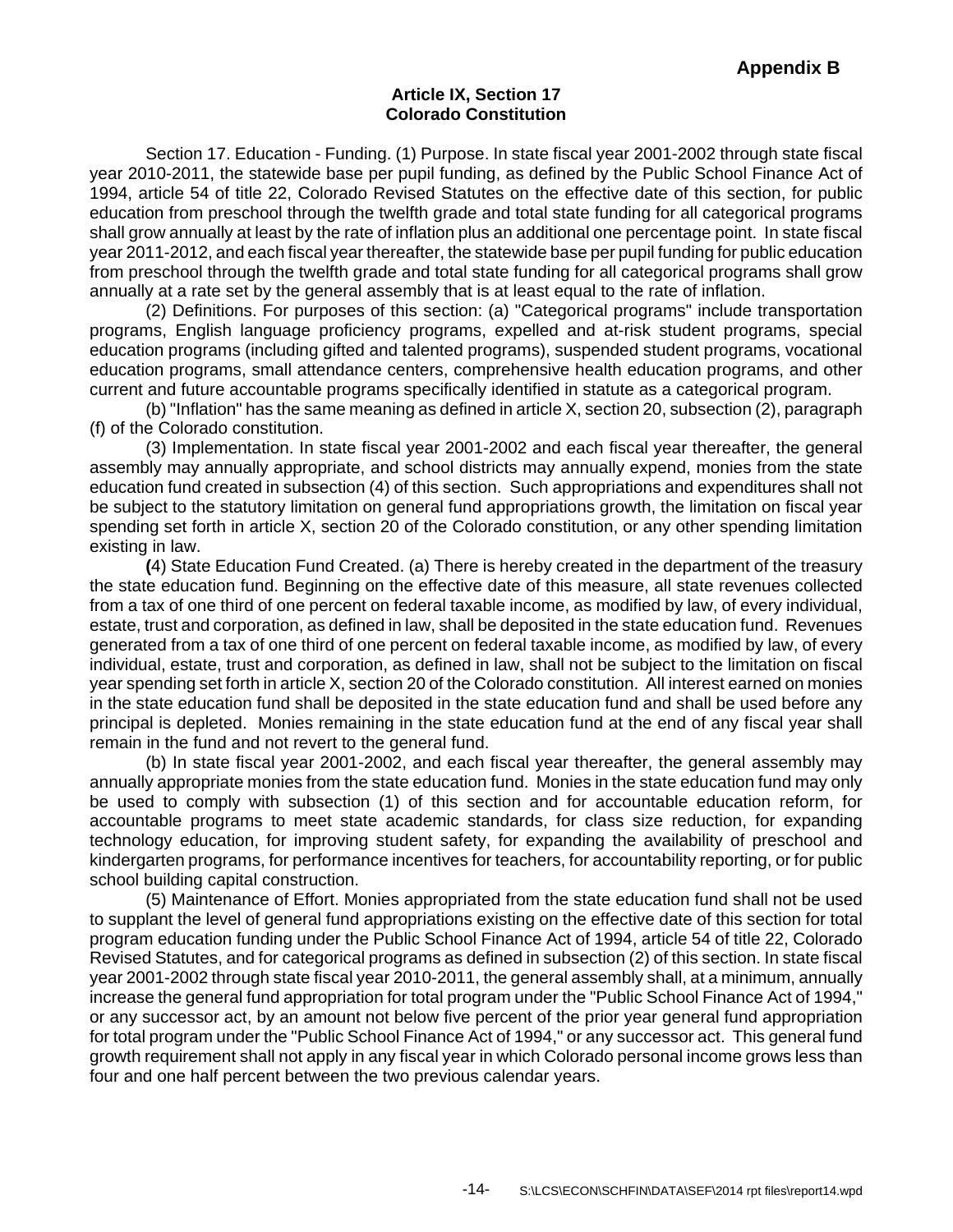# Appendix B

## Article IX, Section 17
## Colorado Constitution

Section 17. Education - Funding. (1) Purpose. In state fiscal year 2001-2002 through state fiscal year 2010-2011, the statewide base per pupil funding, as defined by the Public School Finance Act of 1994, article 54 of title 22, Colorado Revised Statutes on the effective date of this section, for public education from preschool through the twelfth grade and total state funding for all categorical programs shall grow annually at least by the rate of inflation plus an additional one percentage point. In state fiscal year 2011-2012, and each fiscal year thereafter, the statewide base per pupil funding for public education from preschool through the twelfth grade and total state funding for all categorical programs shall grow annually at a rate set by the general assembly that is at least equal to the rate of inflation.

(2) Definitions. For purposes of this section: (a) "Categorical programs" include transportation programs, English language proficiency programs, expelled and at-risk student programs, special education programs (including gifted and talented programs), suspended student programs, vocational education programs, small attendance centers, comprehensive health education programs, and other current and future accountable programs specifically identified in statute as a categorical program.

(b) "Inflation" has the same meaning as defined in article X, section 20, subsection (2), paragraph (f) of the Colorado constitution.

(3) Implementation. In state fiscal year 2001-2002 and each fiscal year thereafter, the general assembly may annually appropriate, and school districts may annually expend, monies from the state education fund created in subsection (4) of this section. Such appropriations and expenditures shall not be subject to the statutory limitation on general fund appropriations growth, the limitation on fiscal year spending set forth in article X, section 20 of the Colorado constitution, or any other spending limitation existing in law.

**(**4) State Education Fund Created. (a) There is hereby created in the department of the treasury the state education fund. Beginning on the effective date of this measure, all state revenues collected from a tax of one third of one percent on federal taxable income, as modified by law, of every individual, estate, trust and corporation, as defined in law, shall be deposited in the state education fund. Revenues generated from a tax of one third of one percent on federal taxable income, as modified by law, of every individual, estate, trust and corporation, as defined in law, shall not be subject to the limitation on fiscal year spending set forth in article X, section 20 of the Colorado constitution. All interest earned on monies in the state education fund shall be deposited in the state education fund and shall be used before any principal is depleted. Monies remaining in the state education fund at the end of any fiscal year shall remain in the fund and not revert to the general fund.

(b) In state fiscal year 2001-2002, and each fiscal year thereafter, the general assembly may annually appropriate monies from the state education fund. Monies in the state education fund may only be used to comply with subsection (1) of this section and for accountable education reform, for accountable programs to meet state academic standards, for class size reduction, for expanding technology education, for improving student safety, for expanding the availability of preschool and kindergarten programs, for performance incentives for teachers, for accountability reporting, or for public school building capital construction.

(5) Maintenance of Effort. Monies appropriated from the state education fund shall not be used to supplant the level of general fund appropriations existing on the effective date of this section for total program education funding under the Public School Finance Act of 1994, article 54 of title 22, Colorado Revised Statutes, and for categorical programs as defined in subsection (2) of this section. In state fiscal year 2001-2002 through state fiscal year 2010-2011, the general assembly shall, at a minimum, annually increase the general fund appropriation for total program under the "Public School Finance Act of 1994," or any successor act, by an amount not below five percent of the prior year general fund appropriation for total program under the "Public School Finance Act of 1994," or any successor act. This general fund growth requirement shall not apply in any fiscal year in which Colorado personal income grows less than four and one half percent between the two previous calendar years.